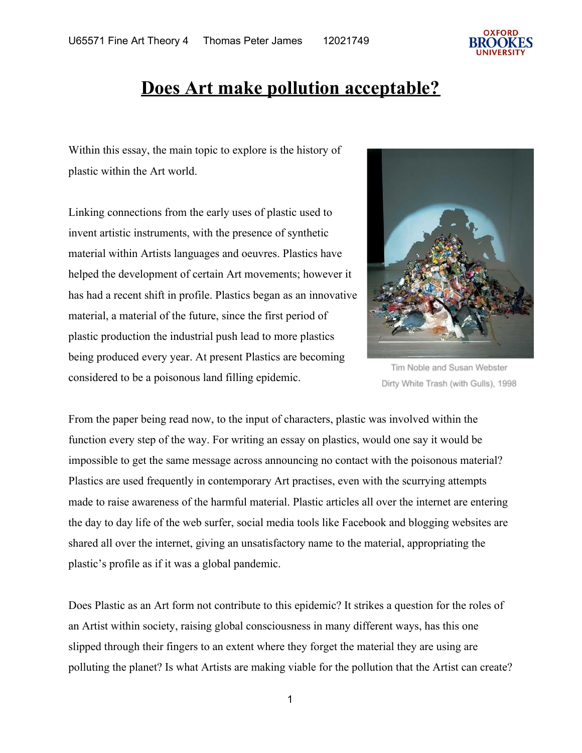# Does Art make pollution acceptable?

Within this essay, the main topic to explore is the history of plastic within the Art world.

Linking connections from the early uses of plastic used to invent artistic instruments, with the presence of synthetic material within Artists languages and oeuvres. Plastics have helped the development of certain Art movements; however it has had a recent shift in profile. Plastics began as an innovative material, a material of the future, since the first period of plastic production the industrial push lead to more plastics being produced every year. At present Plastics are becoming considered to be a poisonous land filling epidemic.

Tim Noble and Susan Webster
Dirty White Trash (with Gulls), 1998

From the paper being read now, to the input of characters, plastic was involved within the function every step of the way. For writing an essay on plastics, would one say it would be impossible to get the same message across announcing no contact with the poisonous material? Plastics are used frequently in contemporary Art practises, even with the scurrying attempts made to raise awareness of the harmful material. Plastic articles all over the internet are entering the day to day life of the web surfer, social media tools like Facebook and blogging websites are shared all over the internet, giving an unsatisfactory name to the material, appropriating the plastic's profile as if it was a global pandemic.

Does Plastic as an Art form not contribute to this epidemic? It strikes a question for the roles of an Artist within society, raising global consciousness in many different ways, has this one slipped through their fingers to an extent where they forget the material they are using are polluting the planet? Is what Artists are making viable for the pollution that the Artist can create?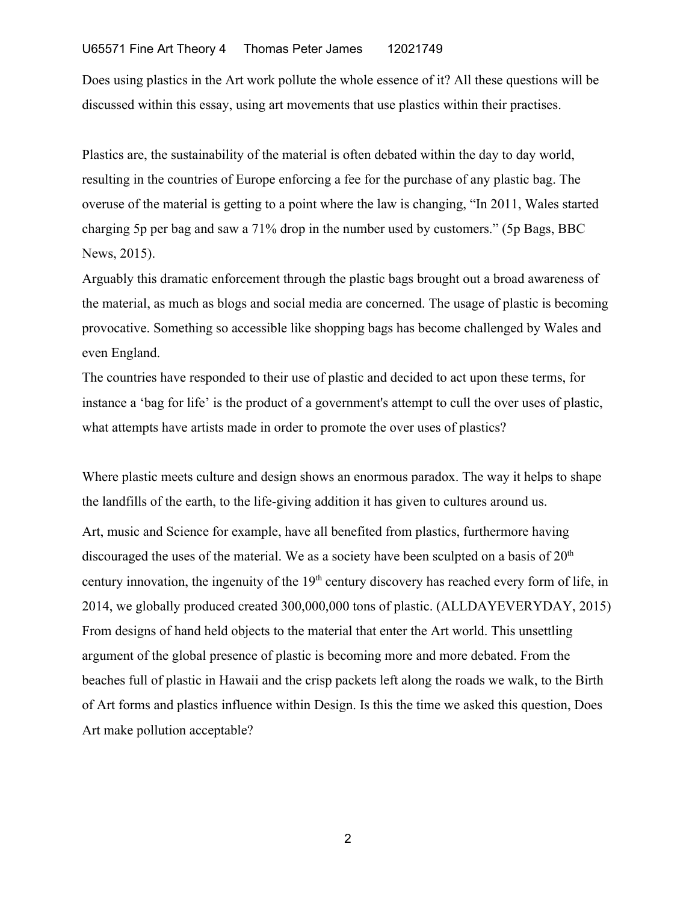Does using plastics in the Art work pollute the whole essence of it? All these questions will be discussed within this essay, using art movements that use plastics within their practises.

Plastics are, the sustainability of the material is often debated within the day to day world, resulting in the countries of Europe enforcing a fee for the purchase of any plastic bag. The overuse of the material is getting to a point where the law is changing, "In 2011, Wales started charging 5p per bag and saw a 71% drop in the number used by customers." (5p Bags, BBC News, 2015).

Arguably this dramatic enforcement through the plastic bags brought out a broad awareness of the material, as much as blogs and social media are concerned. The usage of plastic is becoming provocative. Something so accessible like shopping bags has become challenged by Wales and even England.

The countries have responded to their use of plastic and decided to act upon these terms, for instance a 'bag for life' is the product of a government's attempt to cull the over uses of plastic, what attempts have artists made in order to promote the over uses of plastics?

Where plastic meets culture and design shows an enormous paradox. The way it helps to shape the landfills of the earth, to the life-giving addition it has given to cultures around us.

Art, music and Science for example, have all benefited from plastics, furthermore having discouraged the uses of the material. We as a society have been sculpted on a basis of 20th century innovation, the ingenuity of the 19th century discovery has reached every form of life, in 2014, we globally produced created 300,000,000 tons of plastic. (ALLDAYEVERYDAY, 2015) From designs of hand held objects to the material that enter the Art world. This unsettling argument of the global presence of plastic is becoming more and more debated. From the beaches full of plastic in Hawaii and the crisp packets left along the roads we walk, to the Birth of Art forms and plastics influence within Design. Is this the time we asked this question, Does Art make pollution acceptable?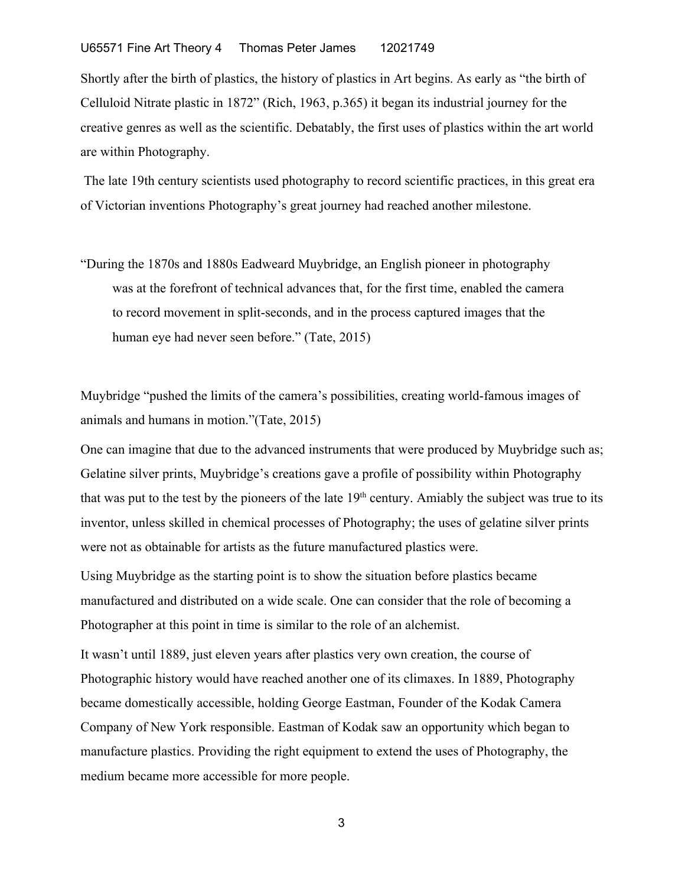Shortly after the birth of plastics, the history of plastics in Art begins. As early as "the birth of Celluloid Nitrate plastic in 1872" (Rich, 1963, p.365) it began its industrial journey for the creative genres as well as the scientific. Debatably, the first uses of plastics within the art world are within Photography.

The late 19th century scientists used photography to record scientific practices, in this great era of Victorian inventions Photography's great journey had reached another milestone.

> "During the 1870s and 1880s Eadweard Muybridge, an English pioneer in photography was at the forefront of technical advances that, for the first time, enabled the camera to record movement in split-seconds, and in the process captured images that the human eye had never seen before." (Tate, 2015)

Muybridge "pushed the limits of the camera's possibilities, creating world-famous images of animals and humans in motion."(Tate, 2015)

One can imagine that due to the advanced instruments that were produced by Muybridge such as; Gelatine silver prints, Muybridge's creations gave a profile of possibility within Photography that was put to the test by the pioneers of the late 19th century. Amiably the subject was true to its inventor, unless skilled in chemical processes of Photography; the uses of gelatine silver prints were not as obtainable for artists as the future manufactured plastics were.

Using Muybridge as the starting point is to show the situation before plastics became manufactured and distributed on a wide scale. One can consider that the role of becoming a Photographer at this point in time is similar to the role of an alchemist.

It wasn't until 1889, just eleven years after plastics very own creation, the course of Photographic history would have reached another one of its climaxes. In 1889, Photography became domestically accessible, holding George Eastman, Founder of the Kodak Camera Company of New York responsible. Eastman of Kodak saw an opportunity which began to manufacture plastics. Providing the right equipment to extend the uses of Photography, the medium became more accessible for more people.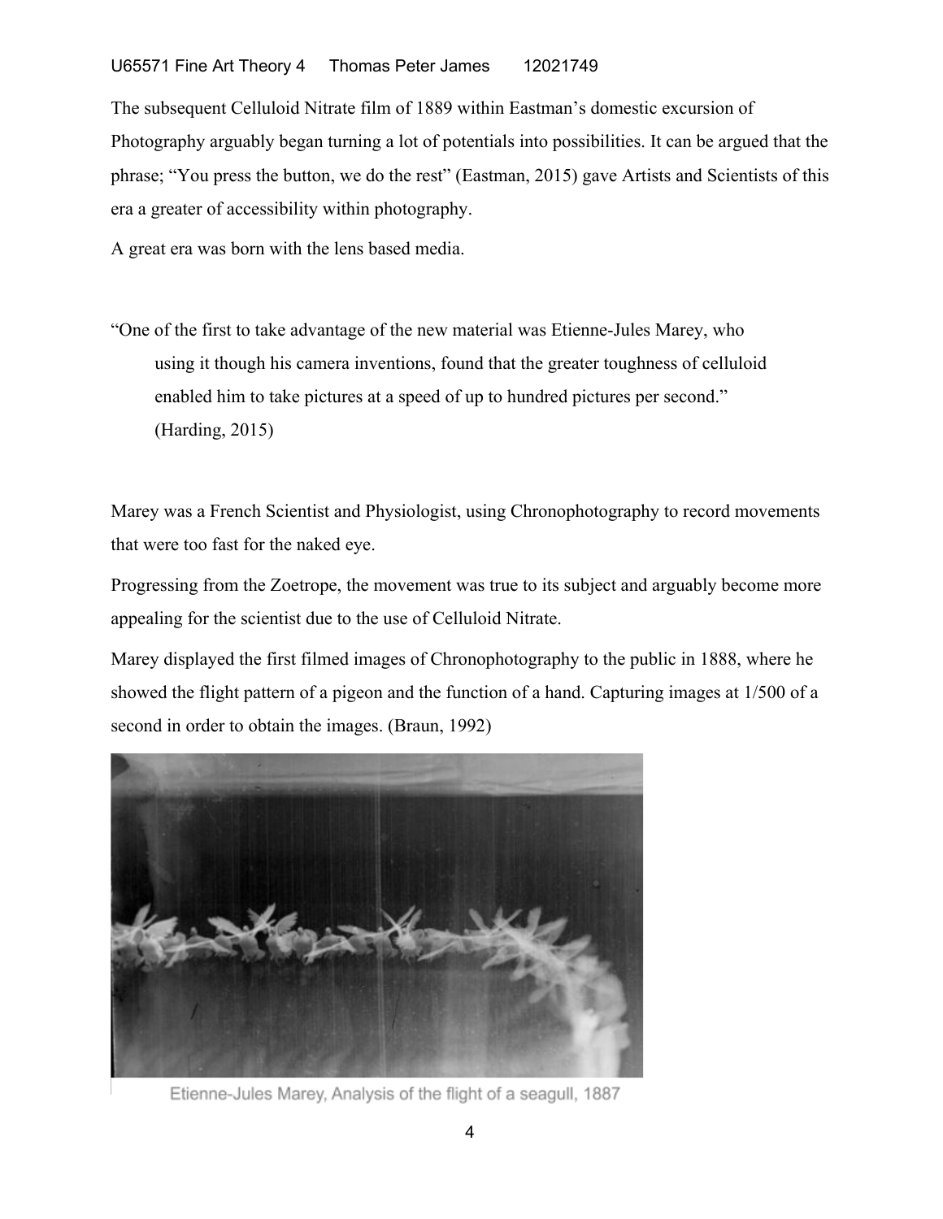The subsequent Celluloid Nitrate film of 1889 within Eastman's domestic excursion of Photography arguably began turning a lot of potentials into possibilities. It can be argued that the phrase; "You press the button, we do the rest" (Eastman, 2015) gave Artists and Scientists of this era a greater of accessibility within photography.

A great era was born with the lens based media.

> "One of the first to take advantage of the new material was Etienne-Jules Marey, who using it though his camera inventions, found that the greater toughness of celluloid enabled him to take pictures at a speed of up to hundred pictures per second." (Harding, 2015)

Marey was a French Scientist and Physiologist, using Chronophotography to record movements that were too fast for the naked eye.

Progressing from the Zoetrope, the movement was true to its subject and arguably become more appealing for the scientist due to the use of Celluloid Nitrate.

Marey displayed the first filmed images of Chronophotography to the public in 1888, where he showed the flight pattern of a pigeon and the function of a hand. Capturing images at 1/500 of a second in order to obtain the images. (Braun, 1992)

Etienne-Jules Marey, Analysis of the flight of a seagull, 1887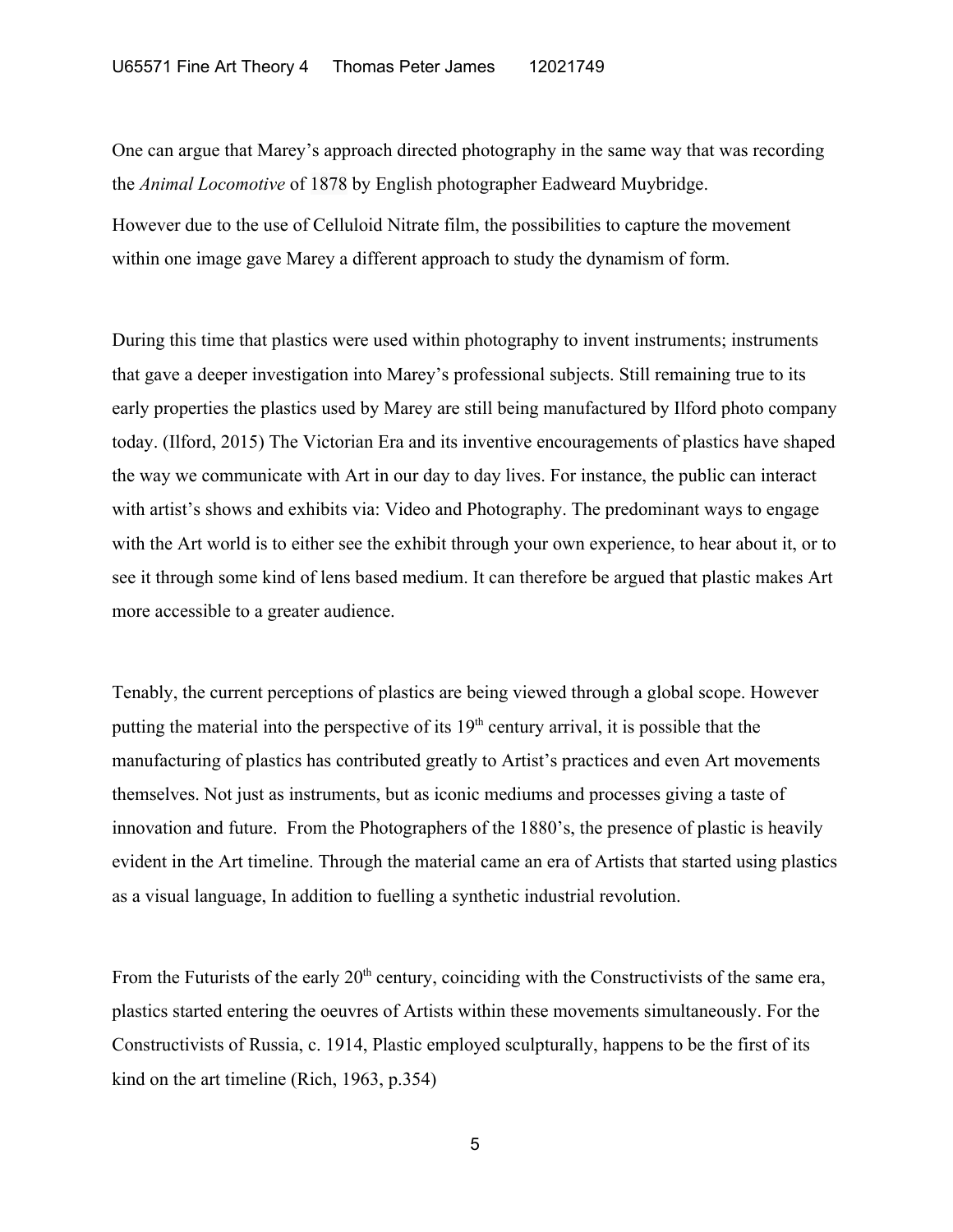One can argue that Marey's approach directed photography in the same way that was recording the *Animal Locomotive* of 1878 by English photographer Eadweard Muybridge.

However due to the use of Celluloid Nitrate film, the possibilities to capture the movement within one image gave Marey a different approach to study the dynamism of form.

During this time that plastics were used within photography to invent instruments; instruments that gave a deeper investigation into Marey's professional subjects. Still remaining true to its early properties the plastics used by Marey are still being manufactured by Ilford photo company today. (Ilford, 2015) The Victorian Era and its inventive encouragements of plastics have shaped the way we communicate with Art in our day to day lives. For instance, the public can interact with artist's shows and exhibits via: Video and Photography. The predominant ways to engage with the Art world is to either see the exhibit through your own experience, to hear about it, or to see it through some kind of lens based medium. It can therefore be argued that plastic makes Art more accessible to a greater audience.

Tenably, the current perceptions of plastics are being viewed through a global scope. However putting the material into the perspective of its 19th century arrival, it is possible that the manufacturing of plastics has contributed greatly to Artist's practices and even Art movements themselves. Not just as instruments, but as iconic mediums and processes giving a taste of innovation and future. From the Photographers of the 1880's, the presence of plastic is heavily evident in the Art timeline. Through the material came an era of Artists that started using plastics as a visual language, In addition to fuelling a synthetic industrial revolution.

From the Futurists of the early 20th century, coinciding with the Constructivists of the same era, plastics started entering the oeuvres of Artists within these movements simultaneously. For the Constructivists of Russia, c. 1914, Plastic employed sculpturally, happens to be the first of its kind on the art timeline (Rich, 1963, p.354)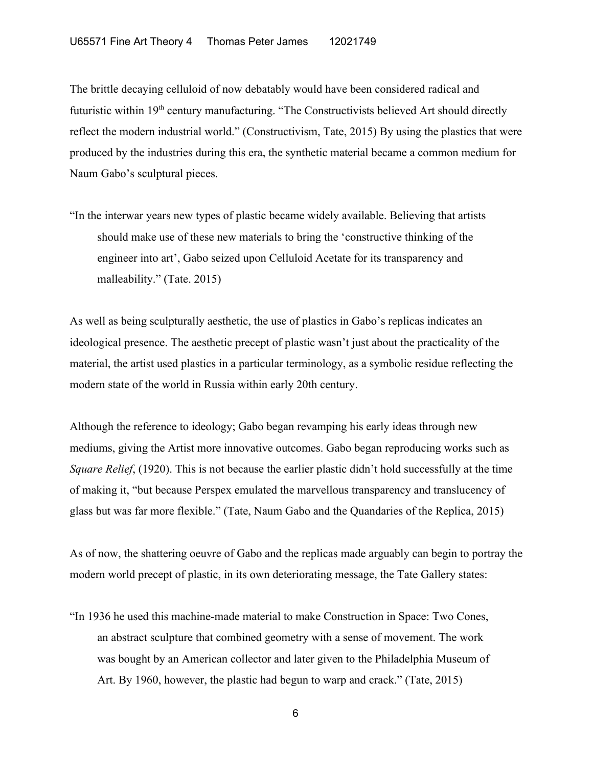The brittle decaying celluloid of now debatably would have been considered radical and futuristic within 19th century manufacturing. “The Constructivists believed Art should directly reflect the modern industrial world.” (Constructivism, Tate, 2015) By using the plastics that were produced by the industries during this era, the synthetic material became a common medium for Naum Gabo’s sculptural pieces.

> “In the interwar years new types of plastic became widely available. Believing that artists should make use of these new materials to bring the ‘constructive thinking of the engineer into art’, Gabo seized upon Celluloid Acetate for its transparency and malleability.” (Tate. 2015)

As well as being sculpturally aesthetic, the use of plastics in Gabo’s replicas indicates an ideological presence. The aesthetic precept of plastic wasn’t just about the practicality of the material, the artist used plastics in a particular terminology, as a symbolic residue reflecting the modern state of the world in Russia within early 20th century.

Although the reference to ideology; Gabo began revamping his early ideas through new mediums, giving the Artist more innovative outcomes. Gabo began reproducing works such as *Square Relief*, (1920). This is not because the earlier plastic didn’t hold successfully at the time of making it, “but because Perspex emulated the marvellous transparency and translucency of glass but was far more flexible.” (Tate, Naum Gabo and the Quandaries of the Replica, 2015)

As of now, the shattering oeuvre of Gabo and the replicas made arguably can begin to portray the modern world precept of plastic, in its own deteriorating message, the Tate Gallery states:

> “In 1936 he used this machine-made material to make Construction in Space: Two Cones, an abstract sculpture that combined geometry with a sense of movement. The work was bought by an American collector and later given to the Philadelphia Museum of Art. By 1960, however, the plastic had begun to warp and crack.” (Tate, 2015)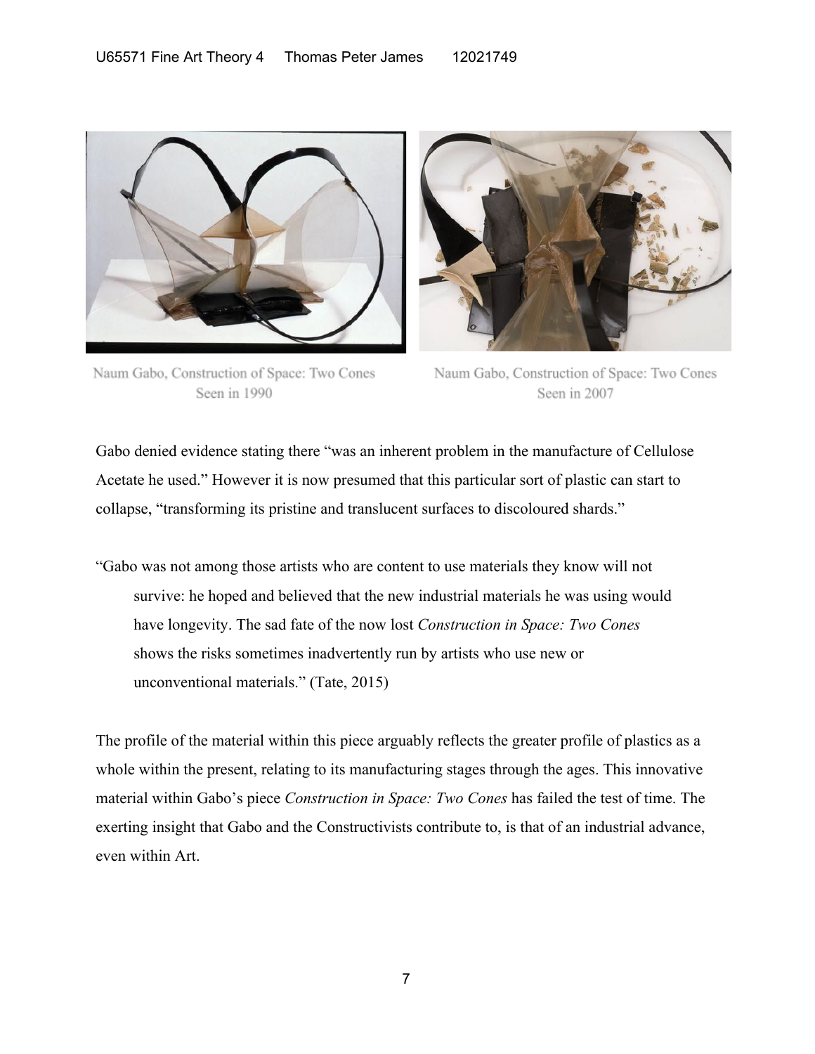Naum Gabo, Construction of Space: Two Cones
Seen in 1990

Naum Gabo, Construction of Space: Two Cones
Seen in 2007

Gabo denied evidence stating there "was an inherent problem in the manufacture of Cellulose Acetate he used." However it is now presumed that this particular sort of plastic can start to collapse, "transforming its pristine and translucent surfaces to discoloured shards."

> "Gabo was not among those artists who are content to use materials they know will not survive: he hoped and believed that the new industrial materials he was using would have longevity. The sad fate of the now lost *Construction in Space: Two Cones* shows the risks sometimes inadvertently run by artists who use new or unconventional materials." (Tate, 2015)

The profile of the material within this piece arguably reflects the greater profile of plastics as a whole within the present, relating to its manufacturing stages through the ages. This innovative material within Gabo's piece *Construction in Space: Two Cones* has failed the test of time. The exerting insight that Gabo and the Constructivists contribute to, is that of an industrial advance, even within Art.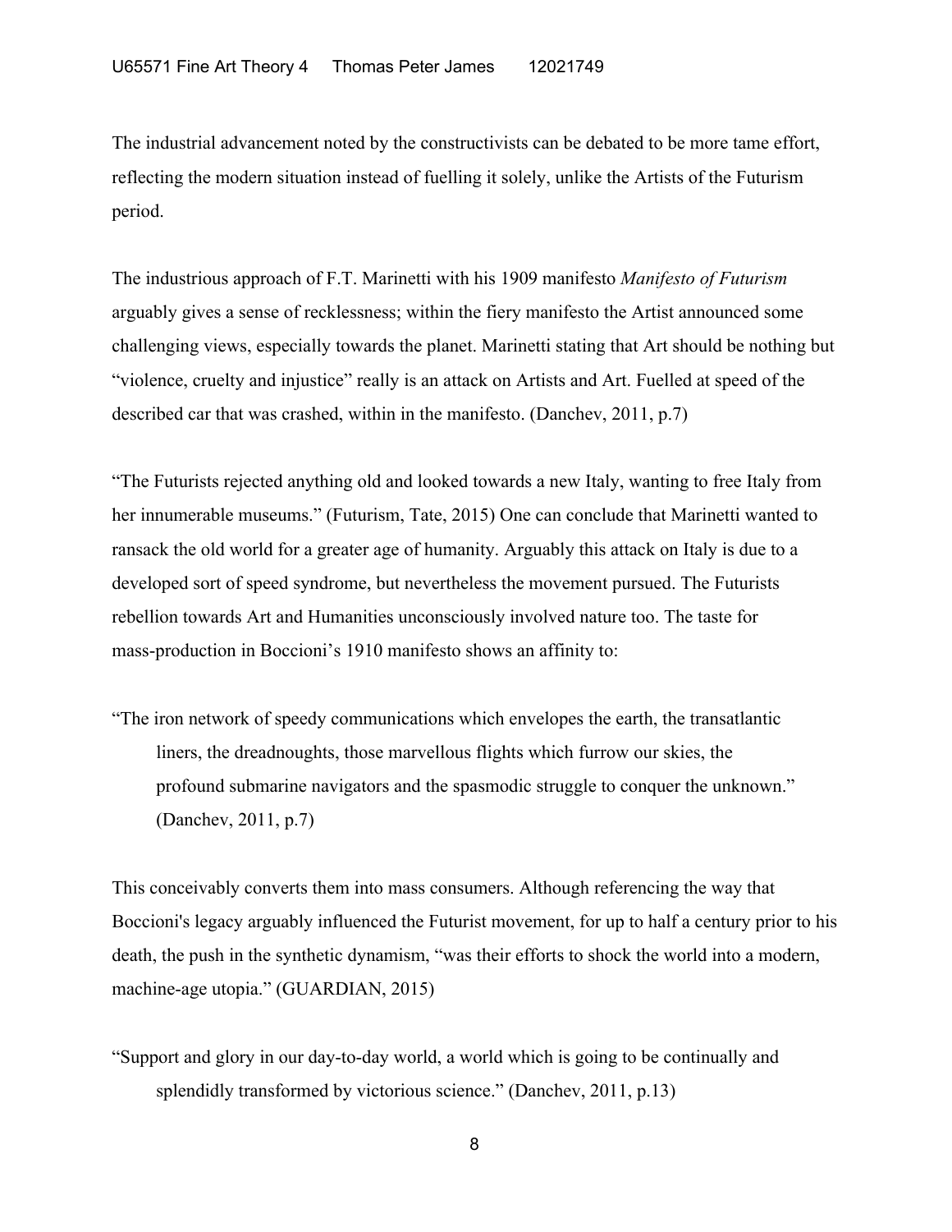The industrial advancement noted by the constructivists can be debated to be more tame effort, reflecting the modern situation instead of fuelling it solely, unlike the Artists of the Futurism period.

The industrious approach of F.T. Marinetti with his 1909 manifesto *Manifesto of Futurism* arguably gives a sense of recklessness; within the fiery manifesto the Artist announced some challenging views, especially towards the planet. Marinetti stating that Art should be nothing but "violence, cruelty and injustice" really is an attack on Artists and Art. Fuelled at speed of the described car that was crashed, within in the manifesto. (Danchev, 2011, p.7)

"The Futurists rejected anything old and looked towards a new Italy, wanting to free Italy from her innumerable museums." (Futurism, Tate, 2015) One can conclude that Marinetti wanted to ransack the old world for a greater age of humanity. Arguably this attack on Italy is due to a developed sort of speed syndrome, but nevertheless the movement pursued. The Futurists rebellion towards Art and Humanities unconsciously involved nature too. The taste for mass-production in Boccioni's 1910 manifesto shows an affinity to:

> "The iron network of speedy communications which envelopes the earth, the transatlantic liners, the dreadnoughts, those marvellous flights which furrow our skies, the profound submarine navigators and the spasmodic struggle to conquer the unknown." (Danchev, 2011, p.7)

This conceivably converts them into mass consumers. Although referencing the way that Boccioni's legacy arguably influenced the Futurist movement, for up to half a century prior to his death, the push in the synthetic dynamism, "was their efforts to shock the world into a modern, machine-age utopia." (GUARDIAN, 2015)

> "Support and glory in our day-to-day world, a world which is going to be continually and splendidly transformed by victorious science." (Danchev, 2011, p.13)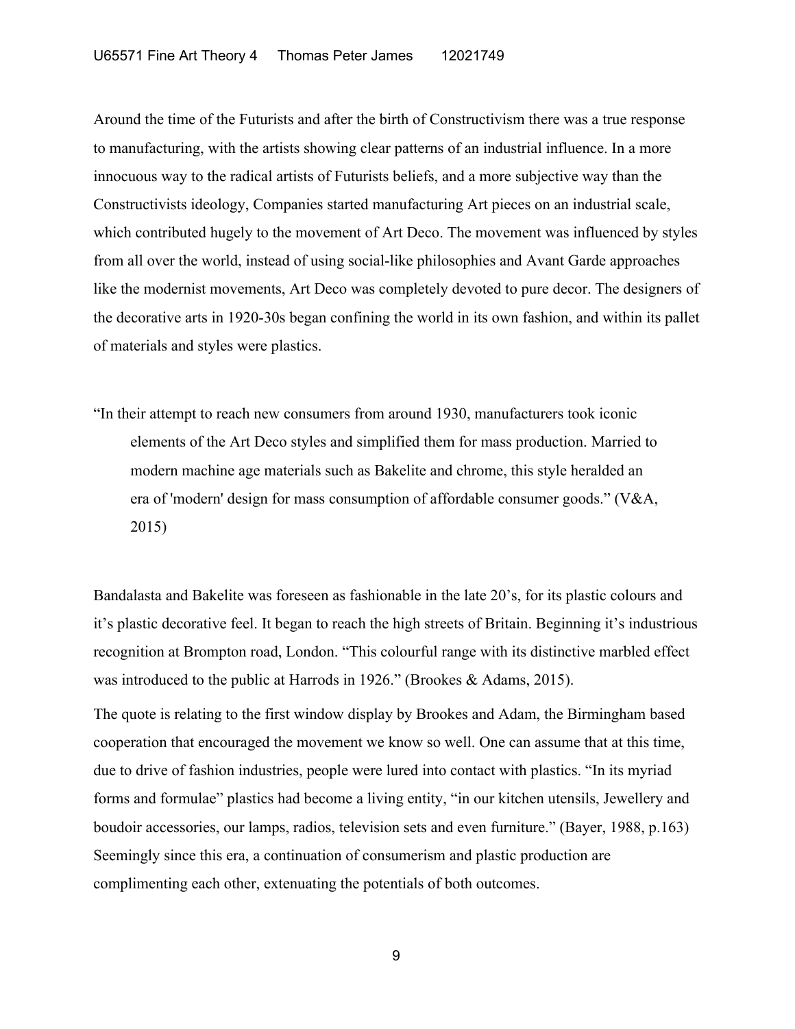Around the time of the Futurists and after the birth of Constructivism there was a true response to manufacturing, with the artists showing clear patterns of an industrial influence. In a more innocuous way to the radical artists of Futurists beliefs, and a more subjective way than the Constructivists ideology, Companies started manufacturing Art pieces on an industrial scale, which contributed hugely to the movement of Art Deco. The movement was influenced by styles from all over the world, instead of using social-like philosophies and Avant Garde approaches like the modernist movements, Art Deco was completely devoted to pure decor. The designers of the decorative arts in 1920-30s began confining the world in its own fashion, and within its pallet of materials and styles were plastics.

> "In their attempt to reach new consumers from around 1930, manufacturers took iconic elements of the Art Deco styles and simplified them for mass production. Married to modern machine age materials such as Bakelite and chrome, this style heralded an era of 'modern' design for mass consumption of affordable consumer goods." (V&A, 2015)

Bandalasta and Bakelite was foreseen as fashionable in the late 20's, for its plastic colours and it's plastic decorative feel. It began to reach the high streets of Britain. Beginning it's industrious recognition at Brompton road, London. "This colourful range with its distinctive marbled effect was introduced to the public at Harrods in 1926." (Brookes & Adams, 2015).

The quote is relating to the first window display by Brookes and Adam, the Birmingham based cooperation that encouraged the movement we know so well. One can assume that at this time, due to drive of fashion industries, people were lured into contact with plastics. "In its myriad forms and formulae" plastics had become a living entity, "in our kitchen utensils, Jewellery and boudoir accessories, our lamps, radios, television sets and even furniture." (Bayer, 1988, p.163) Seemingly since this era, a continuation of consumerism and plastic production are complimenting each other, extenuating the potentials of both outcomes.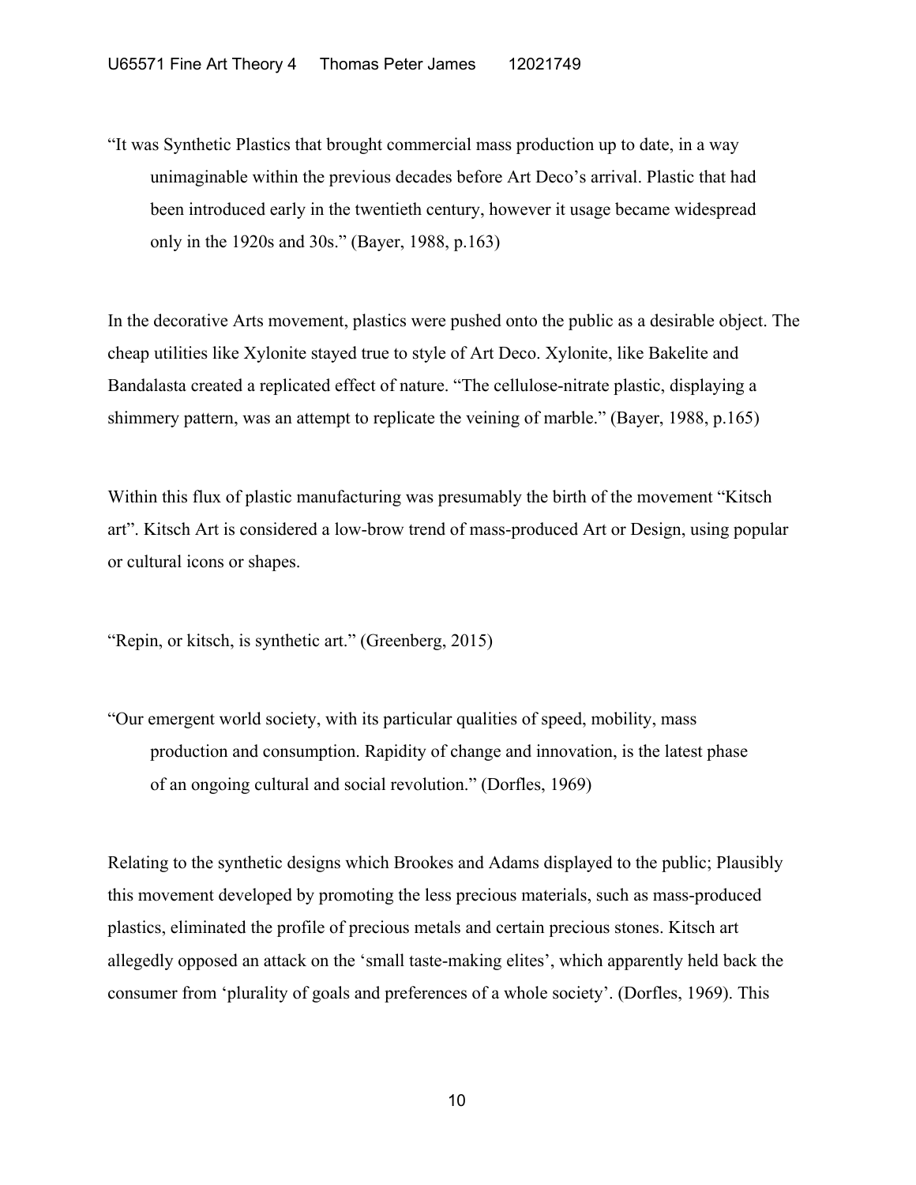> "It was Synthetic Plastics that brought commercial mass production up to date, in a way unimaginable within the previous decades before Art Deco's arrival. Plastic that had been introduced early in the twentieth century, however it usage became widespread only in the 1920s and 30s." (Bayer, 1988, p.163)

In the decorative Arts movement, plastics were pushed onto the public as a desirable object. The cheap utilities like Xylonite stayed true to style of Art Deco. Xylonite, like Bakelite and Bandalasta created a replicated effect of nature. "The cellulose-nitrate plastic, displaying a shimmery pattern, was an attempt to replicate the veining of marble." (Bayer, 1988, p.165)

Within this flux of plastic manufacturing was presumably the birth of the movement "Kitsch art". Kitsch Art is considered a low-brow trend of mass-produced Art or Design, using popular or cultural icons or shapes.

"Repin, or kitsch, is synthetic art." (Greenberg, 2015)

> "Our emergent world society, with its particular qualities of speed, mobility, mass production and consumption. Rapidity of change and innovation, is the latest phase of an ongoing cultural and social revolution." (Dorfles, 1969)

Relating to the synthetic designs which Brookes and Adams displayed to the public; Plausibly this movement developed by promoting the less precious materials, such as mass-produced plastics, eliminated the profile of precious metals and certain precious stones. Kitsch art allegedly opposed an attack on the 'small taste-making elites', which apparently held back the consumer from 'plurality of goals and preferences of a whole society'. (Dorfles, 1969). This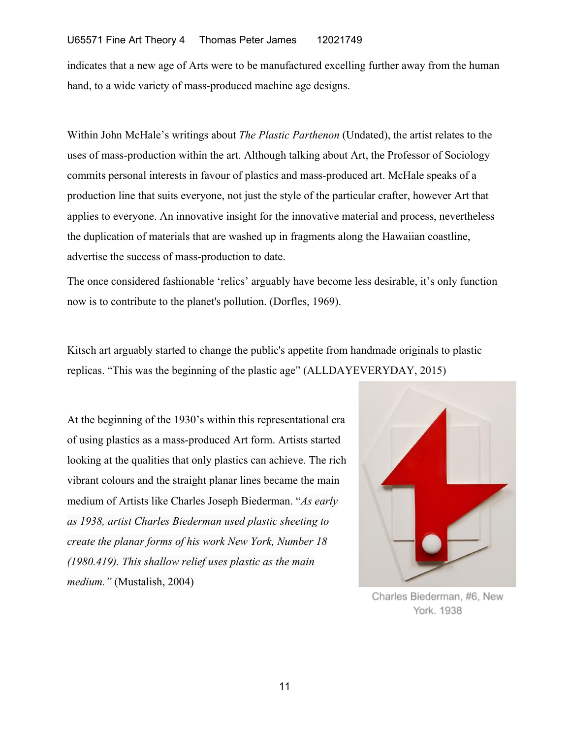indicates that a new age of Arts were to be manufactured excelling further away from the human hand, to a wide variety of mass-produced machine age designs.

Within John McHale's writings about *The Plastic Parthenon* (Undated), the artist relates to the uses of mass-production within the art. Although talking about Art, the Professor of Sociology commits personal interests in favour of plastics and mass-produced art. McHale speaks of a production line that suits everyone, not just the style of the particular crafter, however Art that applies to everyone. An innovative insight for the innovative material and process, nevertheless the duplication of materials that are washed up in fragments along the Hawaiian coastline, advertise the success of mass-production to date.

The once considered fashionable 'relics' arguably have become less desirable, it's only function now is to contribute to the planet's pollution. (Dorfles, 1969).

Kitsch art arguably started to change the public's appetite from handmade originals to plastic replicas. "This was the beginning of the plastic age" (ALLDAYEVERYDAY, 2015)

At the beginning of the 1930's within this representational era of using plastics as a mass-produced Art form. Artists started looking at the qualities that only plastics can achieve. The rich vibrant colours and the straight planar lines became the main medium of Artists like Charles Joseph Biederman. "*As early as 1938, artist Charles Biederman used plastic sheeting to create the planar forms of his work New York, Number 18 (1980.419). This shallow relief uses plastic as the main medium."* (Mustalish, 2004)

Charles Biederman, #6, New York. 1938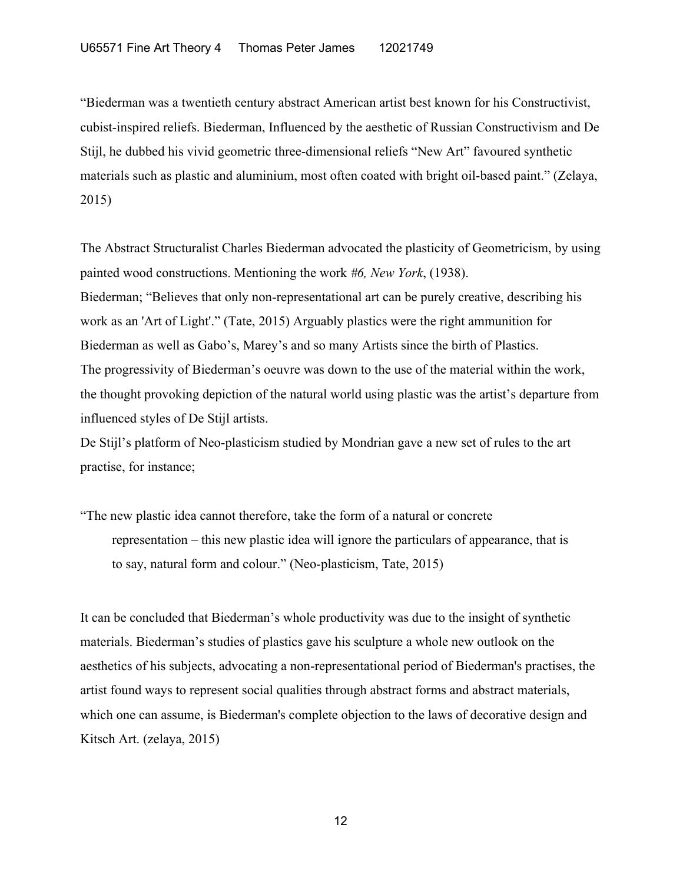"Biederman was a twentieth century abstract American artist best known for his Constructivist, cubist-inspired reliefs. Biederman, Influenced by the aesthetic of Russian Constructivism and De Stijl, he dubbed his vivid geometric three-dimensional reliefs "New Art" favoured synthetic materials such as plastic and aluminium, most often coated with bright oil-based paint." (Zelaya, 2015)

The Abstract Structuralist Charles Biederman advocated the plasticity of Geometricism, by using painted wood constructions. Mentioning the work *#6, New York*, (1938).
Biederman; "Believes that only non-representational art can be purely creative, describing his work as an 'Art of Light'." (Tate, 2015) Arguably plastics were the right ammunition for Biederman as well as Gabo's, Marey's and so many Artists since the birth of Plastics.
The progressivity of Biederman's oeuvre was down to the use of the material within the work, the thought provoking depiction of the natural world using plastic was the artist's departure from influenced styles of De Stijl artists.
De Stijl's platform of Neo-plasticism studied by Mondrian gave a new set of rules to the art practise, for instance;

> "The new plastic idea cannot therefore, take the form of a natural or concrete representation – this new plastic idea will ignore the particulars of appearance, that is to say, natural form and colour." (Neo-plasticism, Tate, 2015)

It can be concluded that Biederman's whole productivity was due to the insight of synthetic materials. Biederman's studies of plastics gave his sculpture a whole new outlook on the aesthetics of his subjects, advocating a non-representational period of Biederman's practises, the artist found ways to represent social qualities through abstract forms and abstract materials, which one can assume, is Biederman's complete objection to the laws of decorative design and Kitsch Art. (zelaya, 2015)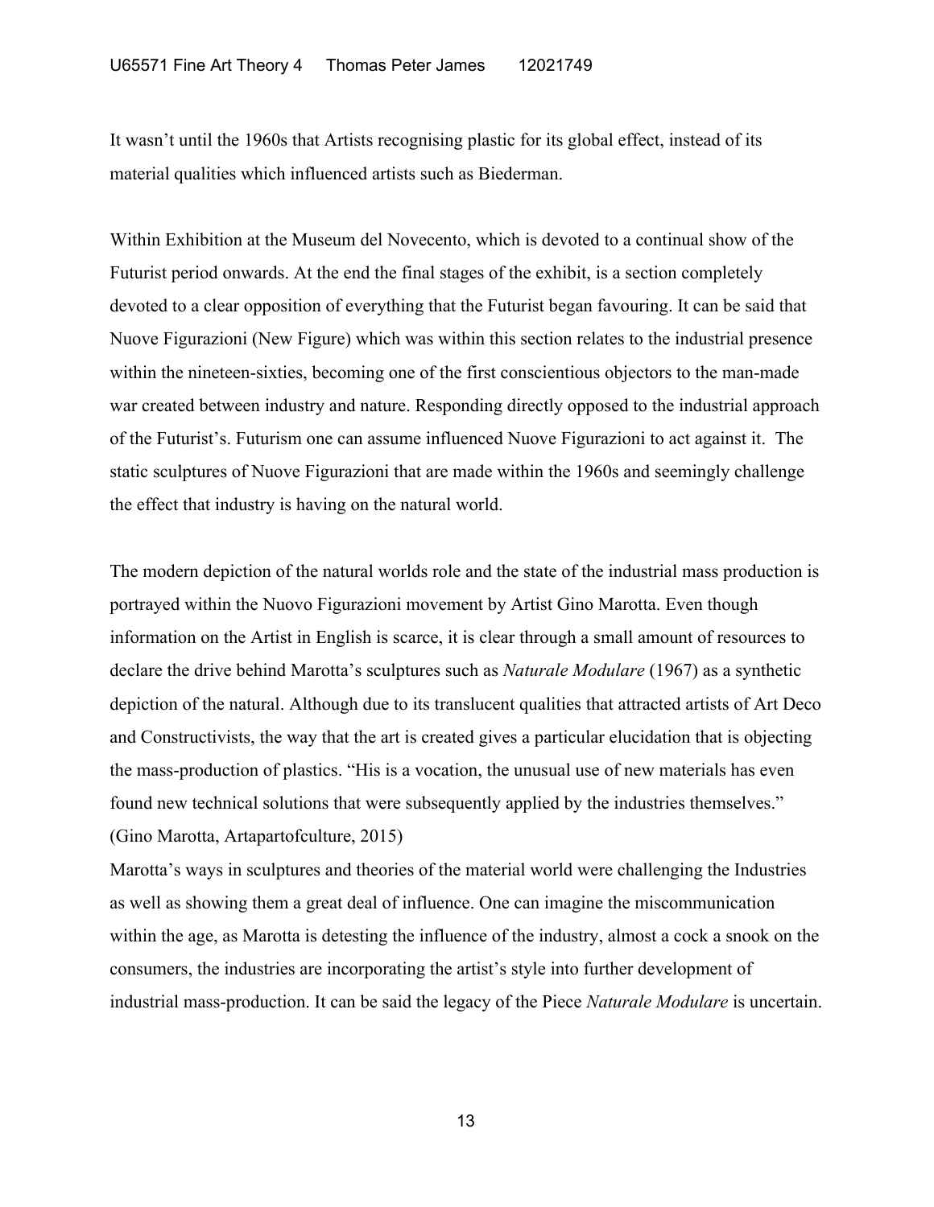It wasn't until the 1960s that Artists recognising plastic for its global effect, instead of its material qualities which influenced artists such as Biederman.

Within Exhibition at the Museum del Novecento, which is devoted to a continual show of the Futurist period onwards. At the end the final stages of the exhibit, is a section completely devoted to a clear opposition of everything that the Futurist began favouring. It can be said that Nuove Figurazioni (New Figure) which was within this section relates to the industrial presence within the nineteen-sixties, becoming one of the first conscientious objectors to the man-made war created between industry and nature. Responding directly opposed to the industrial approach of the Futurist's. Futurism one can assume influenced Nuove Figurazioni to act against it. The static sculptures of Nuove Figurazioni that are made within the 1960s and seemingly challenge the effect that industry is having on the natural world.

The modern depiction of the natural worlds role and the state of the industrial mass production is portrayed within the Nuovo Figurazioni movement by Artist Gino Marotta. Even though information on the Artist in English is scarce, it is clear through a small amount of resources to declare the drive behind Marotta's sculptures such as *Naturale Modulare* (1967) as a synthetic depiction of the natural. Although due to its translucent qualities that attracted artists of Art Deco and Constructivists, the way that the art is created gives a particular elucidation that is objecting the mass-production of plastics. "His is a vocation, the unusual use of new materials has even found new technical solutions that were subsequently applied by the industries themselves." (Gino Marotta, Artapartofculture, 2015)

Marotta's ways in sculptures and theories of the material world were challenging the Industries as well as showing them a great deal of influence. One can imagine the miscommunication within the age, as Marotta is detesting the influence of the industry, almost a cock a snook on the consumers, the industries are incorporating the artist's style into further development of industrial mass-production. It can be said the legacy of the Piece *Naturale Modulare* is uncertain.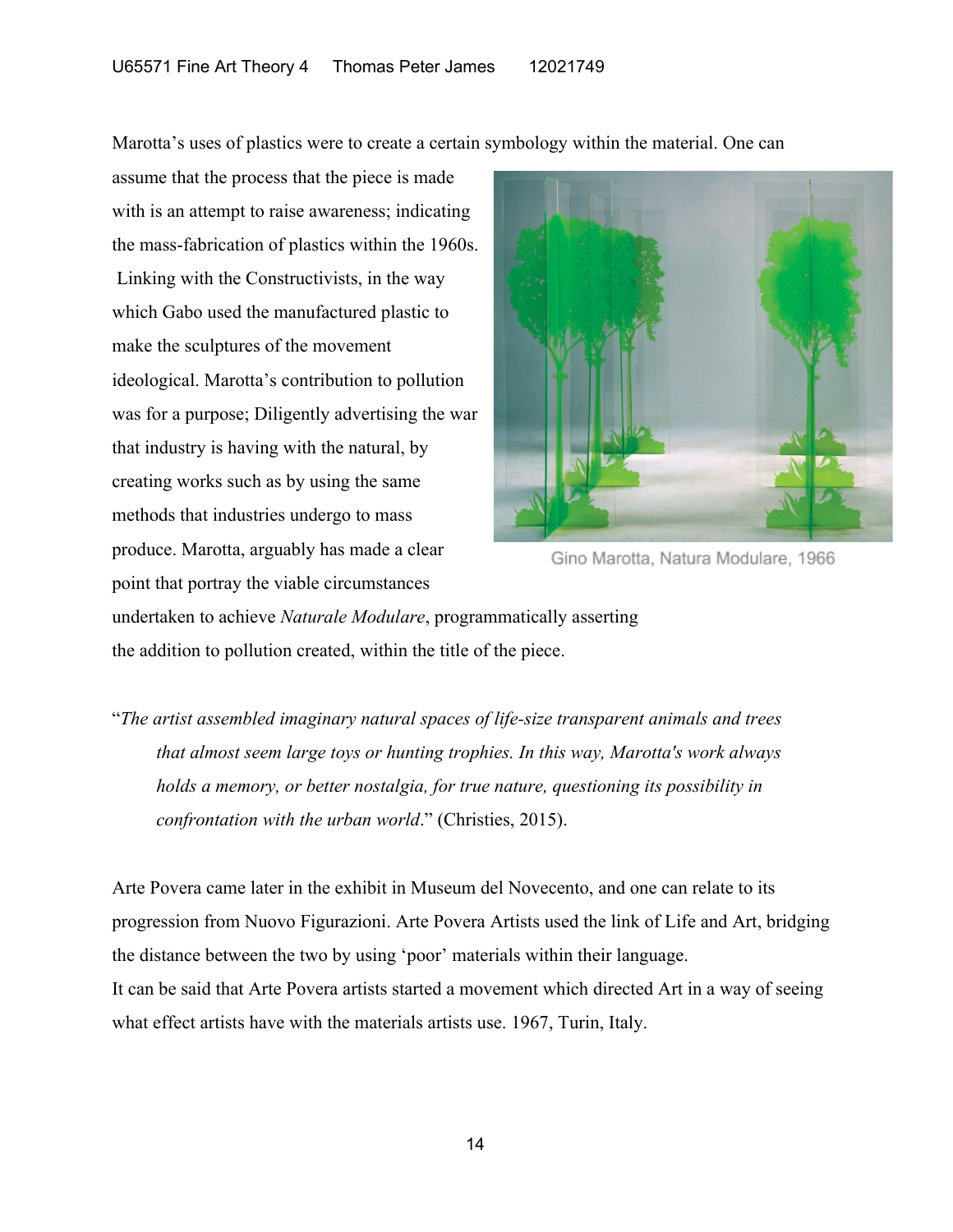Marotta's uses of plastics were to create a certain symbology within the material. One can assume that the process that the piece is made with is an attempt to raise awareness; indicating the mass-fabrication of plastics within the 1960s. Linking with the Constructivists, in the way which Gabo used the manufactured plastic to make the sculptures of the movement ideological. Marotta's contribution to pollution was for a purpose; Diligently advertising the war that industry is having with the natural, by creating works such as by using the same methods that industries undergo to mass produce. Marotta, arguably has made a clear point that portray the viable circumstances undertaken to achieve *Naturale Modulare*, programmatically asserting the addition to pollution created, within the title of the piece.

Gino Marotta, Natura Modulare, 1966

"*The artist assembled imaginary natural spaces of life-size transparent animals and trees that almost seem large toys or hunting trophies. In this way, Marotta's work always holds a memory, or better nostalgia, for true nature, questioning its possibility in confrontation with the urban world*." (Christies, 2015).

Arte Povera came later in the exhibit in Museum del Novecento, and one can relate to its progression from Nuovo Figurazioni. Arte Povera Artists used the link of Life and Art, bridging the distance between the two by using 'poor' materials within their language.
It can be said that Arte Povera artists started a movement which directed Art in a way of seeing what effect artists have with the materials artists use. 1967, Turin, Italy.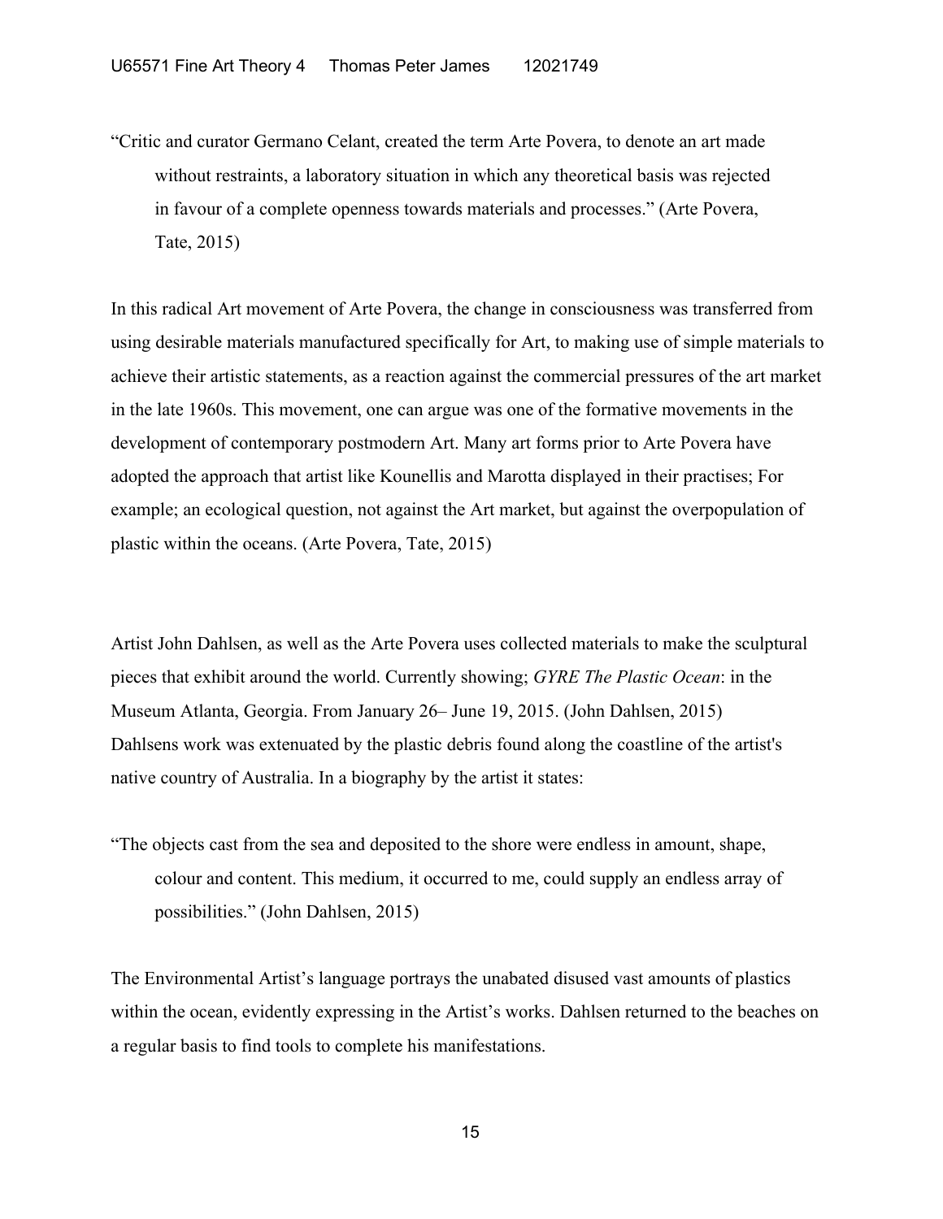> "Critic and curator Germano Celant, created the term Arte Povera, to denote an art made without restraints, a laboratory situation in which any theoretical basis was rejected in favour of a complete openness towards materials and processes." (Arte Povera, Tate, 2015)

In this radical Art movement of Arte Povera, the change in consciousness was transferred from using desirable materials manufactured specifically for Art, to making use of simple materials to achieve their artistic statements, as a reaction against the commercial pressures of the art market in the late 1960s. This movement, one can argue was one of the formative movements in the development of contemporary postmodern Art. Many art forms prior to Arte Povera have adopted the approach that artist like Kounellis and Marotta displayed in their practises; For example; an ecological question, not against the Art market, but against the overpopulation of plastic within the oceans. (Arte Povera, Tate, 2015)

Artist John Dahlsen, as well as the Arte Povera uses collected materials to make the sculptural pieces that exhibit around the world. Currently showing; *GYRE The Plastic Ocean*: in the Museum Atlanta, Georgia. From January 26– June 19, 2015. (John Dahlsen, 2015)
Dahlsens work was extenuated by the plastic debris found along the coastline of the artist's native country of Australia. In a biography by the artist it states:

> "The objects cast from the sea and deposited to the shore were endless in amount, shape, colour and content. This medium, it occurred to me, could supply an endless array of possibilities." (John Dahlsen, 2015)

The Environmental Artist's language portrays the unabated disused vast amounts of plastics within the ocean, evidently expressing in the Artist's works. Dahlsen returned to the beaches on a regular basis to find tools to complete his manifestations.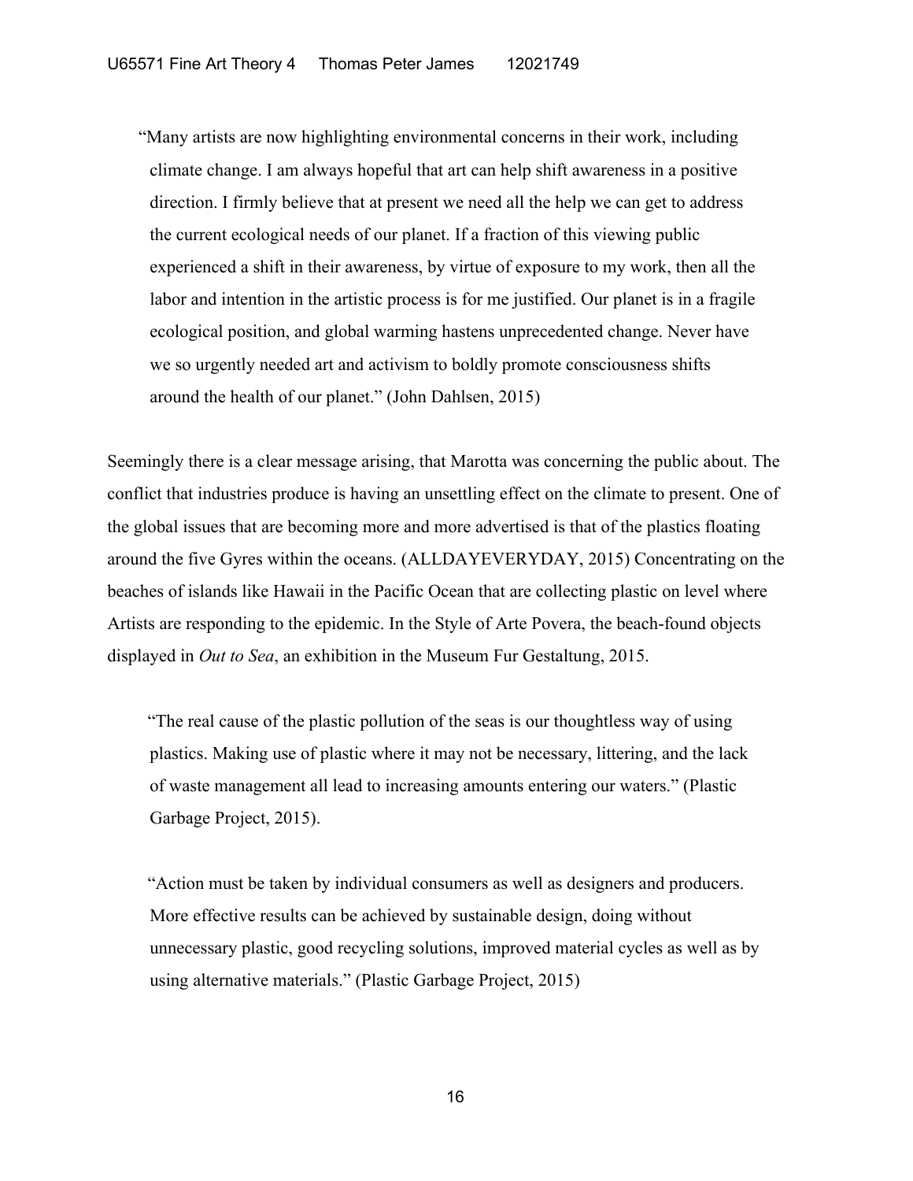> "Many artists are now highlighting environmental concerns in their work, including climate change. I am always hopeful that art can help shift awareness in a positive direction. I firmly believe that at present we need all the help we can get to address the current ecological needs of our planet. If a fraction of this viewing public experienced a shift in their awareness, by virtue of exposure to my work, then all the labor and intention in the artistic process is for me justified. Our planet is in a fragile ecological position, and global warming hastens unprecedented change. Never have we so urgently needed art and activism to boldly promote consciousness shifts around the health of our planet." (John Dahlsen, 2015)

Seemingly there is a clear message arising, that Marotta was concerning the public about. The conflict that industries produce is having an unsettling effect on the climate to present. One of the global issues that are becoming more and more advertised is that of the plastics floating around the five Gyres within the oceans. (ALLDAYEVERYDAY, 2015) Concentrating on the beaches of islands like Hawaii in the Pacific Ocean that are collecting plastic on level where Artists are responding to the epidemic. In the Style of Arte Povera, the beach-found objects displayed in *Out to Sea*, an exhibition in the Museum Fur Gestaltung, 2015.

> "The real cause of the plastic pollution of the seas is our thoughtless way of using plastics. Making use of plastic where it may not be necessary, littering, and the lack of waste management all lead to increasing amounts entering our waters." (Plastic Garbage Project, 2015).

> "Action must be taken by individual consumers as well as designers and producers. More effective results can be achieved by sustainable design, doing without unnecessary plastic, good recycling solutions, improved material cycles as well as by using alternative materials." (Plastic Garbage Project, 2015)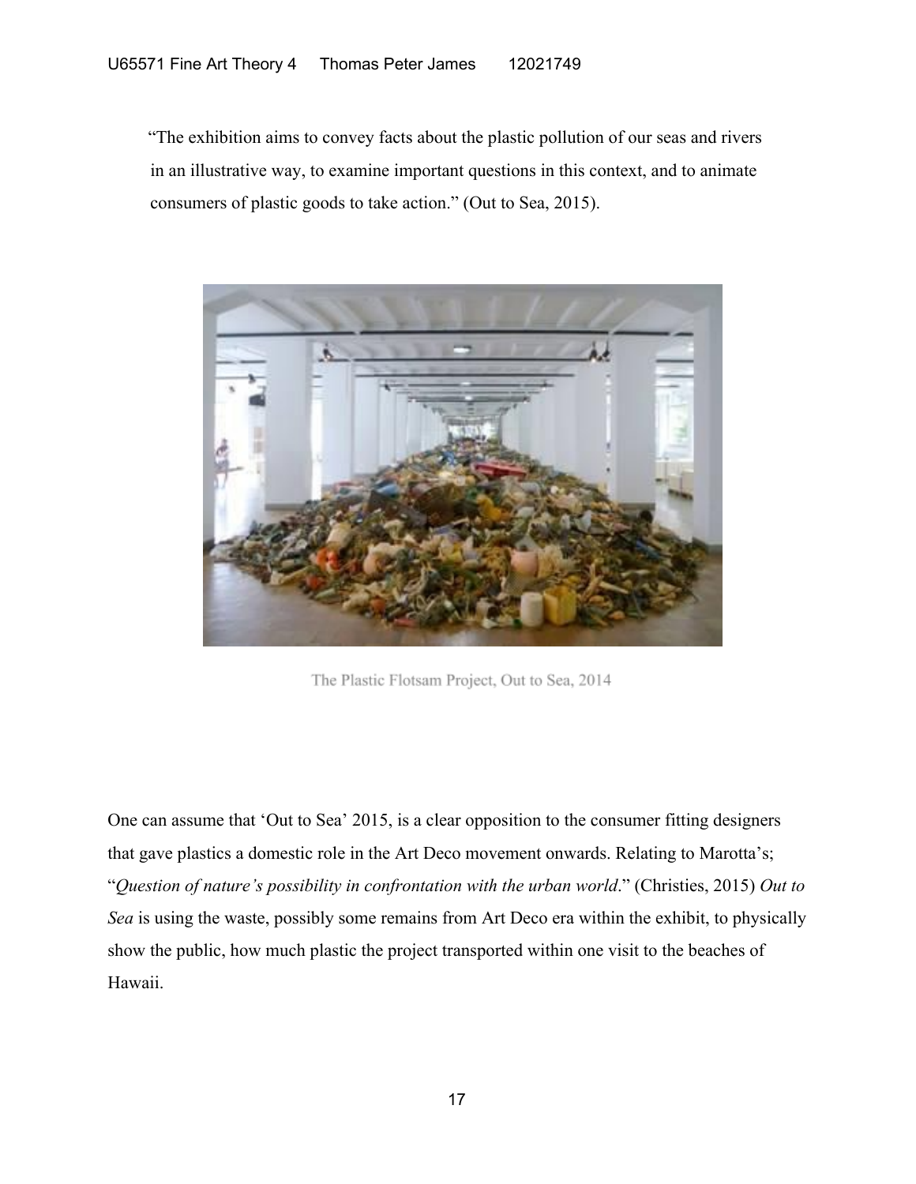"The exhibition aims to convey facts about the plastic pollution of our seas and rivers in an illustrative way, to examine important questions in this context, and to animate consumers of plastic goods to take action." (Out to Sea, 2015).

The Plastic Flotsam Project, Out to Sea, 2014

One can assume that 'Out to Sea' 2015, is a clear opposition to the consumer fitting designers that gave plastics a domestic role in the Art Deco movement onwards. Relating to Marotta's; "*Question of nature's possibility in confrontation with the urban world*." (Christies, 2015) *Out to Sea* is using the waste, possibly some remains from Art Deco era within the exhibit, to physically show the public, how much plastic the project transported within one visit to the beaches of Hawaii.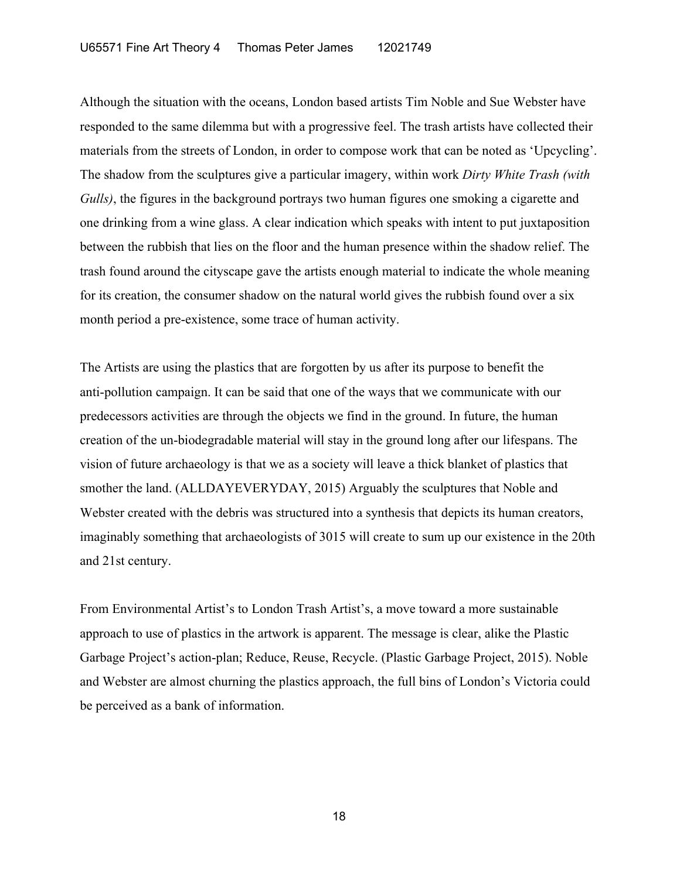Although the situation with the oceans, London based artists Tim Noble and Sue Webster have responded to the same dilemma but with a progressive feel. The trash artists have collected their materials from the streets of London, in order to compose work that can be noted as 'Upcycling'. The shadow from the sculptures give a particular imagery, within work *Dirty White Trash (with Gulls)*, the figures in the background portrays two human figures one smoking a cigarette and one drinking from a wine glass. A clear indication which speaks with intent to put juxtaposition between the rubbish that lies on the floor and the human presence within the shadow relief. The trash found around the cityscape gave the artists enough material to indicate the whole meaning for its creation, the consumer shadow on the natural world gives the rubbish found over a six month period a pre-existence, some trace of human activity.

The Artists are using the plastics that are forgotten by us after its purpose to benefit the anti-pollution campaign. It can be said that one of the ways that we communicate with our predecessors activities are through the objects we find in the ground. In future, the human creation of the un-biodegradable material will stay in the ground long after our lifespans. The vision of future archaeology is that we as a society will leave a thick blanket of plastics that smother the land. (ALLDAYEVERYDAY, 2015) Arguably the sculptures that Noble and Webster created with the debris was structured into a synthesis that depicts its human creators, imaginably something that archaeologists of 3015 will create to sum up our existence in the 20th and 21st century.

From Environmental Artist's to London Trash Artist's, a move toward a more sustainable approach to use of plastics in the artwork is apparent. The message is clear, alike the Plastic Garbage Project's action-plan; Reduce, Reuse, Recycle. (Plastic Garbage Project, 2015). Noble and Webster are almost churning the plastics approach, the full bins of London's Victoria could be perceived as a bank of information.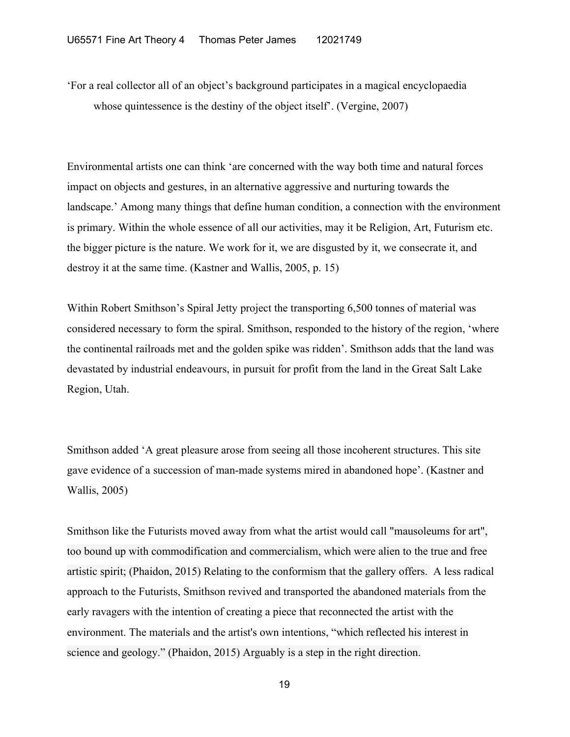'For a real collector all of an object's background participates in a magical encyclopaedia whose quintessence is the destiny of the object itself'. (Vergine, 2007)

Environmental artists one can think 'are concerned with the way both time and natural forces impact on objects and gestures, in an alternative aggressive and nurturing towards the landscape.' Among many things that define human condition, a connection with the environment is primary. Within the whole essence of all our activities, may it be Religion, Art, Futurism etc. the bigger picture is the nature. We work for it, we are disgusted by it, we consecrate it, and destroy it at the same time. (Kastner and Wallis, 2005, p. 15)

Within Robert Smithson's Spiral Jetty project the transporting 6,500 tonnes of material was considered necessary to form the spiral. Smithson, responded to the history of the region, 'where the continental railroads met and the golden spike was ridden'. Smithson adds that the land was devastated by industrial endeavours, in pursuit for profit from the land in the Great Salt Lake Region, Utah.

Smithson added 'A great pleasure arose from seeing all those incoherent structures. This site gave evidence of a succession of man-made systems mired in abandoned hope'. (Kastner and Wallis, 2005)

Smithson like the Futurists moved away from what the artist would call "mausoleums for art", too bound up with commodification and commercialism, which were alien to the true and free artistic spirit; (Phaidon, 2015) Relating to the conformism that the gallery offers. A less radical approach to the Futurists, Smithson revived and transported the abandoned materials from the early ravagers with the intention of creating a piece that reconnected the artist with the environment. The materials and the artist's own intentions, "which reflected his interest in science and geology." (Phaidon, 2015) Arguably is a step in the right direction.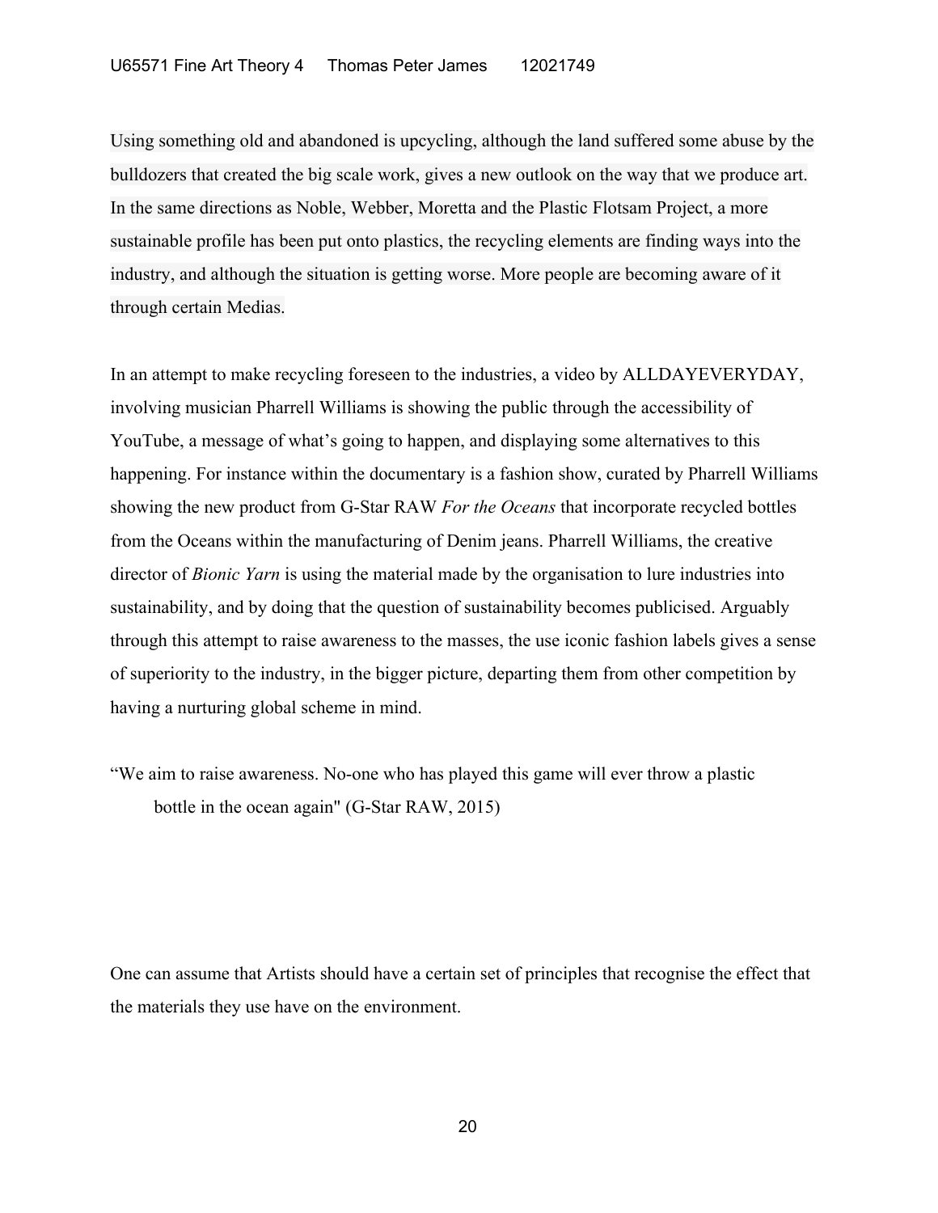Using something old and abandoned is upcycling, although the land suffered some abuse by the bulldozers that created the big scale work, gives a new outlook on the way that we produce art. In the same directions as Noble, Webber, Moretta and the Plastic Flotsam Project, a more sustainable profile has been put onto plastics, the recycling elements are finding ways into the industry, and although the situation is getting worse. More people are becoming aware of it through certain Medias.

In an attempt to make recycling foreseen to the industries, a video by ALLDAYEVERYDAY, involving musician Pharrell Williams is showing the public through the accessibility of YouTube, a message of what's going to happen, and displaying some alternatives to this happening. For instance within the documentary is a fashion show, curated by Pharrell Williams showing the new product from G-Star RAW *For the Oceans* that incorporate recycled bottles from the Oceans within the manufacturing of Denim jeans. Pharrell Williams, the creative director of *Bionic Yarn* is using the material made by the organisation to lure industries into sustainability, and by doing that the question of sustainability becomes publicised. Arguably through this attempt to raise awareness to the masses, the use iconic fashion labels gives a sense of superiority to the industry, in the bigger picture, departing them from other competition by having a nurturing global scheme in mind.

"We aim to raise awareness. No-one who has played this game will ever throw a plastic bottle in the ocean again" (G-Star RAW, 2015)

One can assume that Artists should have a certain set of principles that recognise the effect that the materials they use have on the environment.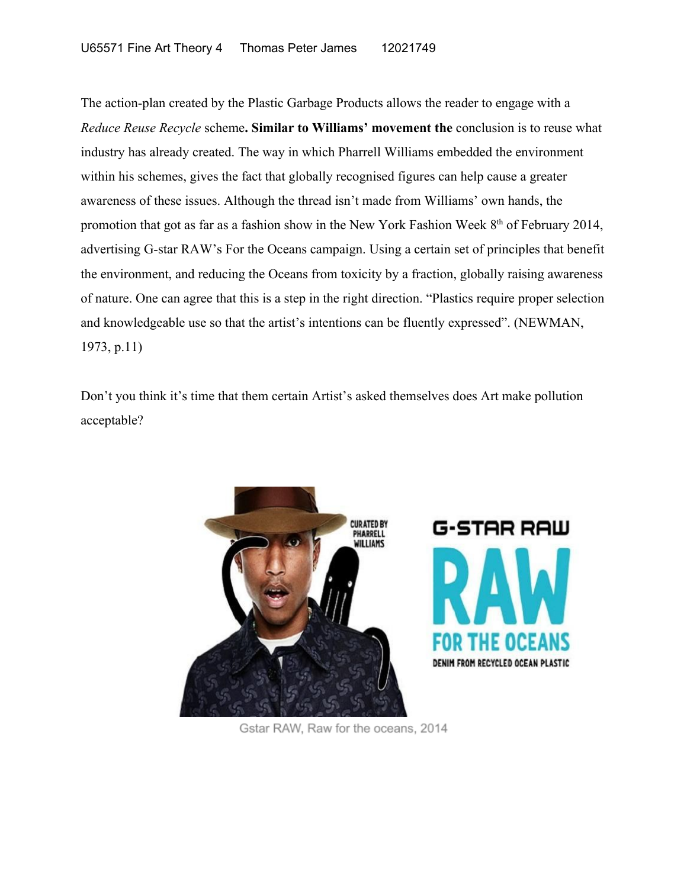The action-plan created by the Plastic Garbage Products allows the reader to engage with a *Reduce Reuse Recycle* scheme**. Similar to Williams' movement the** conclusion is to reuse what industry has already created. The way in which Pharrell Williams embedded the environment within his schemes, gives the fact that globally recognised figures can help cause a greater awareness of these issues. Although the thread isn't made from Williams' own hands, the promotion that got as far as a fashion show in the New York Fashion Week 8th of February 2014, advertising G-star RAW's For the Oceans campaign. Using a certain set of principles that benefit the environment, and reducing the Oceans from toxicity by a fraction, globally raising awareness of nature. One can agree that this is a step in the right direction. "Plastics require proper selection and knowledgeable use so that the artist's intentions can be fluently expressed". (NEWMAN, 1973, p.11)

Don't you think it's time that them certain Artist's asked themselves does Art make pollution acceptable?

Gstar RAW, Raw for the oceans, 2014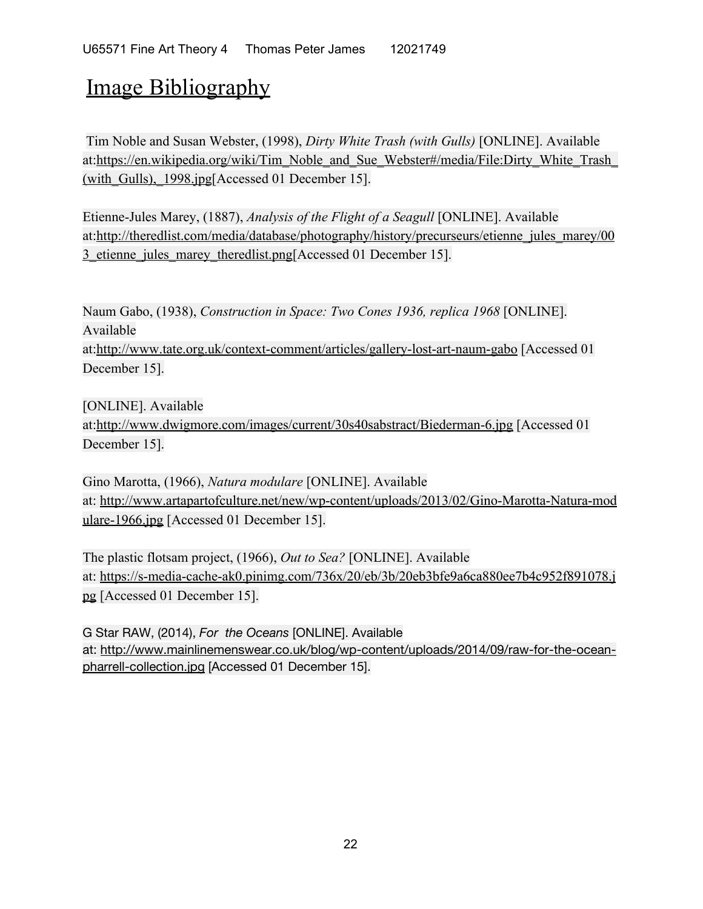# Image Bibliography

Tim Noble and Susan Webster, (1998), *Dirty White Trash (with Gulls)* [ONLINE]. Available at:https://en.wikipedia.org/wiki/Tim_Noble_and_Sue_Webster#/media/File:Dirty_White_Trash_(with_Gulls),_1998.jpg[Accessed 01 December 15].

Etienne-Jules Marey, (1887), *Analysis of the Flight of a Seagull* [ONLINE]. Available at:http://theredlist.com/media/database/photography/history/precurseurs/etienne_jules_marey/003_etienne_jules_marey_theredlist.png[Accessed 01 December 15].

Naum Gabo, (1938), *Construction in Space: Two Cones 1936, replica 1968* [ONLINE]. Available at:http://www.tate.org.uk/context-comment/articles/gallery-lost-art-naum-gabo [Accessed 01 December 15].

[ONLINE]. Available at:http://www.dwigmore.com/images/current/30s40sabstract/Biederman-6.jpg [Accessed 01 December 15].

Gino Marotta, (1966), *Natura modulare* [ONLINE]. Available at: http://www.artapartofculture.net/new/wp-content/uploads/2013/02/Gino-Marotta-Natura-modulare-1966.jpg [Accessed 01 December 15].

The plastic flotsam project, (1966), *Out to Sea?* [ONLINE]. Available at: https://s-media-cache-ak0.pinimg.com/736x/20/eb/3b/20eb3bfe9a6ca880ee7b4c952f891078.jpg [Accessed 01 December 15].

G Star RAW, (2014), *For the Oceans* [ONLINE]. Available at: http://www.mainlinemenswear.co.uk/blog/wp-content/uploads/2014/09/raw-for-the-ocean-pharrell-collection.jpg [Accessed 01 December 15].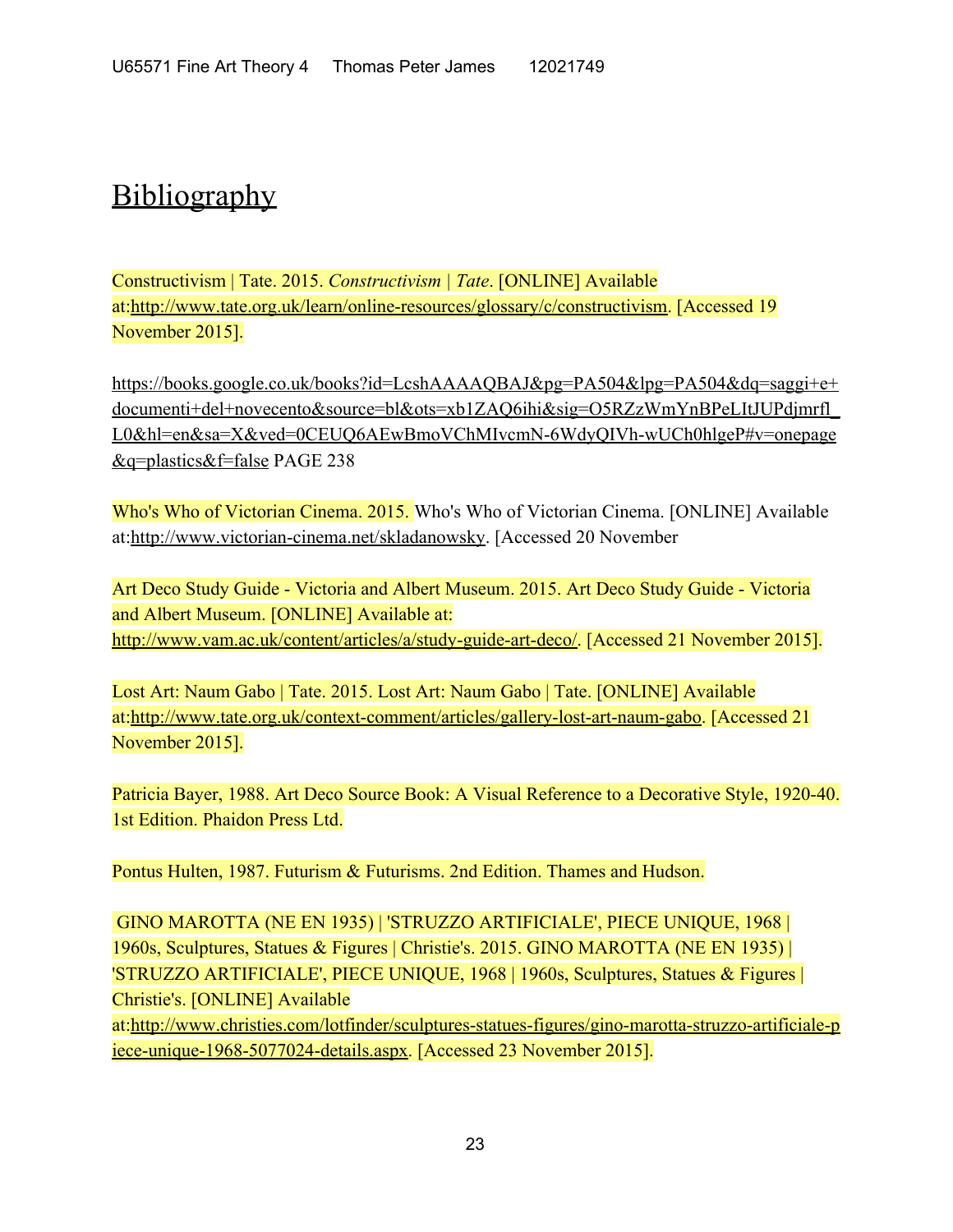# Bibliography

Constructivism | Tate. 2015. *Constructivism | Tate*. [ONLINE] Available at:http://www.tate.org.uk/learn/online-resources/glossary/c/constructivism. [Accessed 19 November 2015].

https://books.google.co.uk/books?id=LcshAAAAQBAJ&pg=PA504&lpg=PA504&dq=saggi+e+documenti+del+novecento&source=bl&ots=xb1ZAQ6ihi&sig=O5RZzWmYnBPeLItJUPdjmrfl_L0&hl=en&sa=X&ved=0CEUQ6AEwBmoVChMIvcmN-6WdyQIVh-wUCh0hlgeP#v=onepage&q=plastics&f=false PAGE 238

Who's Who of Victorian Cinema. 2015. Who's Who of Victorian Cinema. [ONLINE] Available at:http://www.victorian-cinema.net/skladanowsky. [Accessed 20 November

Art Deco Study Guide - Victoria and Albert Museum. 2015. Art Deco Study Guide - Victoria and Albert Museum. [ONLINE] Available at: http://www.vam.ac.uk/content/articles/a/study-guide-art-deco/. [Accessed 21 November 2015].

Lost Art: Naum Gabo | Tate. 2015. Lost Art: Naum Gabo | Tate. [ONLINE] Available at:http://www.tate.org.uk/context-comment/articles/gallery-lost-art-naum-gabo. [Accessed 21 November 2015].

Patricia Bayer, 1988. Art Deco Source Book: A Visual Reference to a Decorative Style, 1920-40. 1st Edition. Phaidon Press Ltd.

Pontus Hulten, 1987. Futurism & Futurisms. 2nd Edition. Thames and Hudson.

GINO MAROTTA (NE EN 1935) | 'STRUZZO ARTIFICIALE', PIECE UNIQUE, 1968 | 1960s, Sculptures, Statues & Figures | Christie's. 2015. GINO MAROTTA (NE EN 1935) | 'STRUZZO ARTIFICIALE', PIECE UNIQUE, 1968 | 1960s, Sculptures, Statues & Figures | Christie's. [ONLINE] Available at:http://www.christies.com/lotfinder/sculptures-statues-figures/gino-marotta-struzzo-artificiale-piece-unique-1968-5077024-details.aspx. [Accessed 23 November 2015].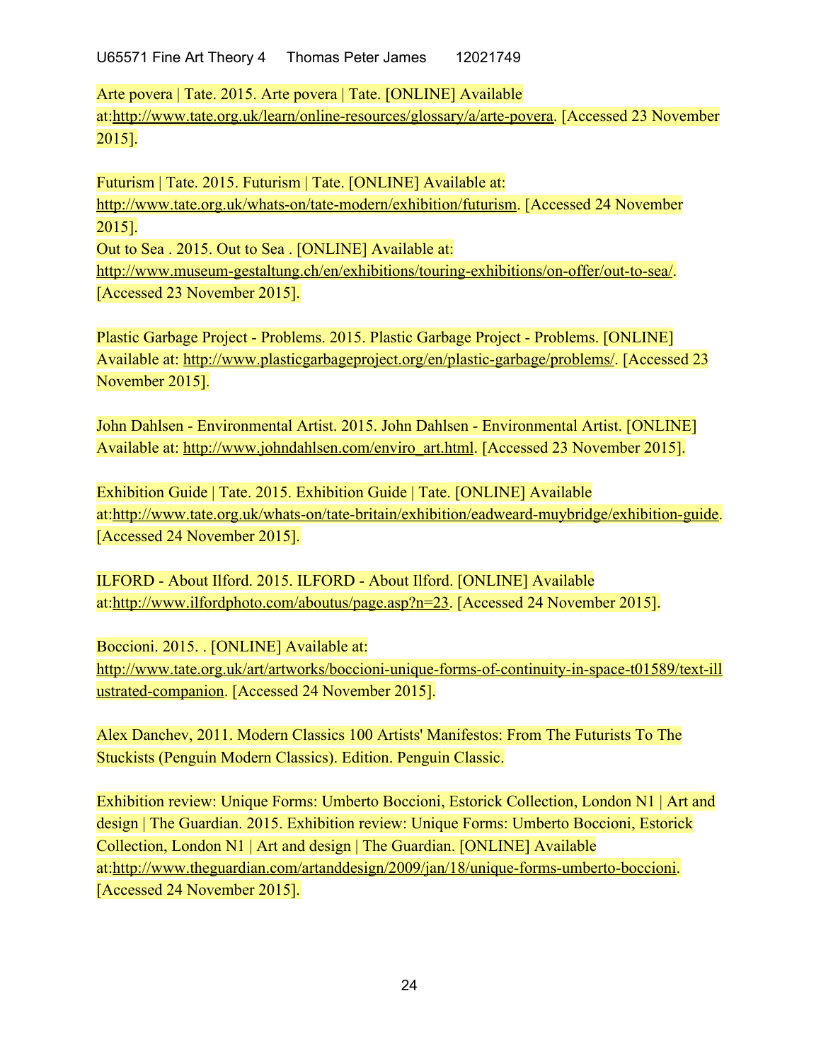Arte povera | Tate. 2015. Arte povera | Tate. [ONLINE] Available at:http://www.tate.org.uk/learn/online-resources/glossary/a/arte-povera. [Accessed 23 November 2015].

Futurism | Tate. 2015. Futurism | Tate. [ONLINE] Available at: http://www.tate.org.uk/whats-on/tate-modern/exhibition/futurism. [Accessed 24 November 2015].

Out to Sea . 2015. Out to Sea . [ONLINE] Available at: http://www.museum-gestaltung.ch/en/exhibitions/touring-exhibitions/on-offer/out-to-sea/. [Accessed 23 November 2015].

Plastic Garbage Project - Problems. 2015. Plastic Garbage Project - Problems. [ONLINE] Available at: http://www.plasticgarbageproject.org/en/plastic-garbage/problems/. [Accessed 23 November 2015].

John Dahlsen - Environmental Artist. 2015. John Dahlsen - Environmental Artist. [ONLINE] Available at: http://www.johndahlsen.com/enviro_art.html. [Accessed 23 November 2015].

Exhibition Guide | Tate. 2015. Exhibition Guide | Tate. [ONLINE] Available at:http://www.tate.org.uk/whats-on/tate-britain/exhibition/eadweard-muybridge/exhibition-guide. [Accessed 24 November 2015].

ILFORD - About Ilford. 2015. ILFORD - About Ilford. [ONLINE] Available at:http://www.ilfordphoto.com/aboutus/page.asp?n=23. [Accessed 24 November 2015].

Boccioni. 2015. . [ONLINE] Available at: http://www.tate.org.uk/art/artworks/boccioni-unique-forms-of-continuity-in-space-t01589/text-illustrated-companion. [Accessed 24 November 2015].

Alex Danchev, 2011. Modern Classics 100 Artists' Manifestos: From The Futurists To The Stuckists (Penguin Modern Classics). Edition. Penguin Classic.

Exhibition review: Unique Forms: Umberto Boccioni, Estorick Collection, London N1 | Art and design | The Guardian. 2015. Exhibition review: Unique Forms: Umberto Boccioni, Estorick Collection, London N1 | Art and design | The Guardian. [ONLINE] Available at:http://www.theguardian.com/artanddesign/2009/jan/18/unique-forms-umberto-boccioni. [Accessed 24 November 2015].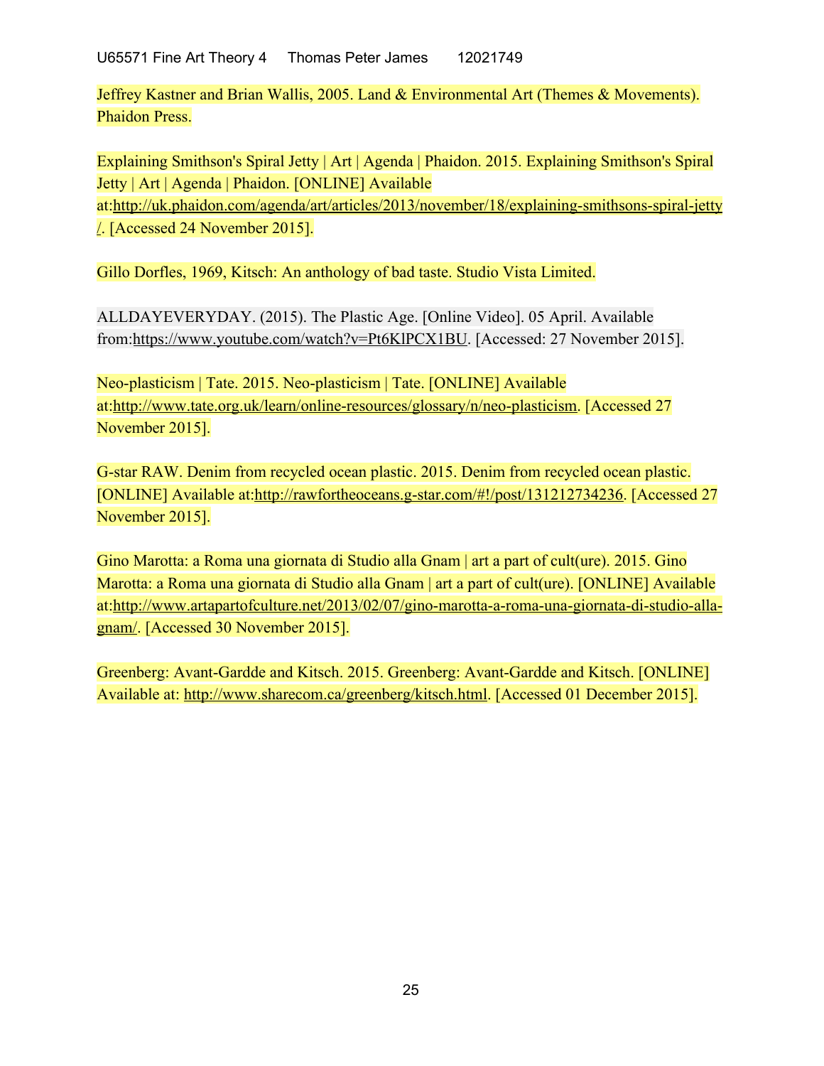Jeffrey Kastner and Brian Wallis, 2005. Land & Environmental Art (Themes & Movements). Phaidon Press.

Explaining Smithson's Spiral Jetty | Art | Agenda | Phaidon. 2015. Explaining Smithson's Spiral Jetty | Art | Agenda | Phaidon. [ONLINE] Available at:http://uk.phaidon.com/agenda/art/articles/2013/november/18/explaining-smithsons-spiral-jetty/. [Accessed 24 November 2015].

Gillo Dorfles, 1969, Kitsch: An anthology of bad taste. Studio Vista Limited.

ALLDAYEVERYDAY. (2015). The Plastic Age. [Online Video]. 05 April. Available from:https://www.youtube.com/watch?v=Pt6KlPCX1BU. [Accessed: 27 November 2015].

Neo-plasticism | Tate. 2015. Neo-plasticism | Tate. [ONLINE] Available at:http://www.tate.org.uk/learn/online-resources/glossary/n/neo-plasticism. [Accessed 27 November 2015].

G-star RAW. Denim from recycled ocean plastic. 2015. Denim from recycled ocean plastic. [ONLINE] Available at:http://rawfortheoceans.g-star.com/#!/post/131212734236. [Accessed 27 November 2015].

Gino Marotta: a Roma una giornata di Studio alla Gnam | art a part of cult(ure). 2015. Gino Marotta: a Roma una giornata di Studio alla Gnam | art a part of cult(ure). [ONLINE] Available at:http://www.artapartofculture.net/2013/02/07/gino-marotta-a-roma-una-giornata-di-studio-alla-gnam/. [Accessed 30 November 2015].

Greenberg: Avant-Gardde and Kitsch. 2015. Greenberg: Avant-Gardde and Kitsch. [ONLINE] Available at: http://www.sharecom.ca/greenberg/kitsch.html. [Accessed 01 December 2015].